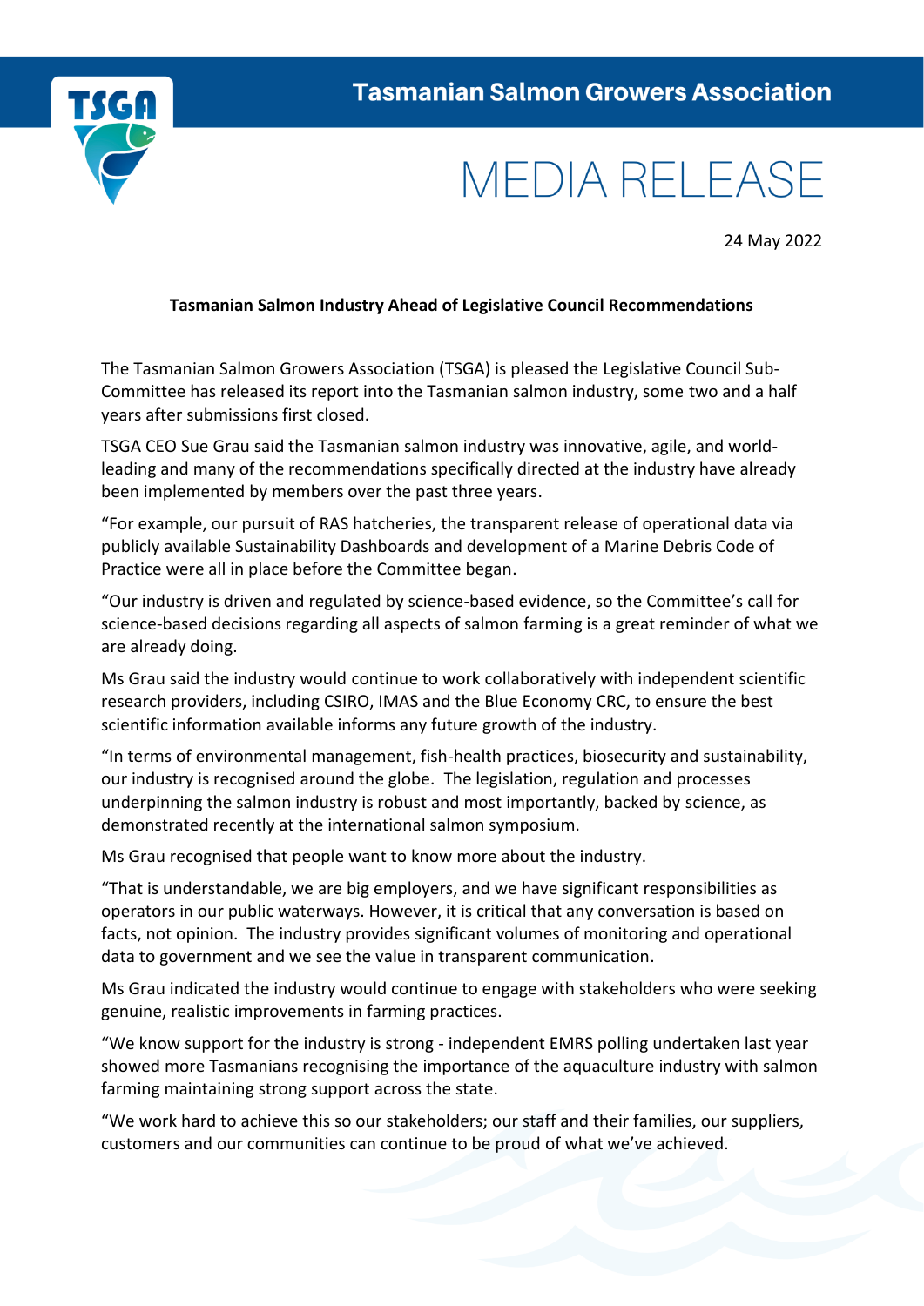**Tasmanian Salmon Growers Association**

# MEDIA RELEASE

24 May 2022

**Tasmanian Salmon Industry Ahead of Legislative Council Recommendations**

The Tasmanian Salmon Growers Association (TSGA) is pleased the Legislative Council Sub-Committee has released its report into the Tasmanian salmon industry, some two and a half years after submissions first closed.

TSGA CEO Sue Grau said the Tasmanian salmon industry was innovative, agile, and world-leading and many of the recommendations specifically directed at the industry have already been implemented by members over the past three years.

"For example, our pursuit of RAS hatcheries, the transparent release of operational data via publicly available Sustainability Dashboards and development of a Marine Debris Code of Practice were all in place before the Committee began.

"Our industry is driven and regulated by science-based evidence, so the Committee's call for science-based decisions regarding all aspects of salmon farming is a great reminder of what we are already doing.

Ms Grau said the industry would continue to work collaboratively with independent scientific research providers, including CSIRO, IMAS and the Blue Economy CRC, to ensure the best scientific information available informs any future growth of the industry.

"In terms of environmental management, fish-health practices, biosecurity and sustainability, our industry is recognised around the globe. The legislation, regulation and processes underpinning the salmon industry is robust and most importantly, backed by science, as demonstrated recently at the international salmon symposium.

Ms Grau recognised that people want to know more about the industry.

"That is understandable, we are big employers, and we have significant responsibilities as operators in our public waterways. However, it is critical that any conversation is based on facts, not opinion. The industry provides significant volumes of monitoring and operational data to government and we see the value in transparent communication.

Ms Grau indicated the industry would continue to engage with stakeholders who were seeking genuine, realistic improvements in farming practices.

"We know support for the industry is strong - independent EMRS polling undertaken last year showed more Tasmanians recognising the importance of the aquaculture industry with salmon farming maintaining strong support across the state.

"We work hard to achieve this so our stakeholders; our staff and their families, our suppliers, customers and our communities can continue to be proud of what we've achieved.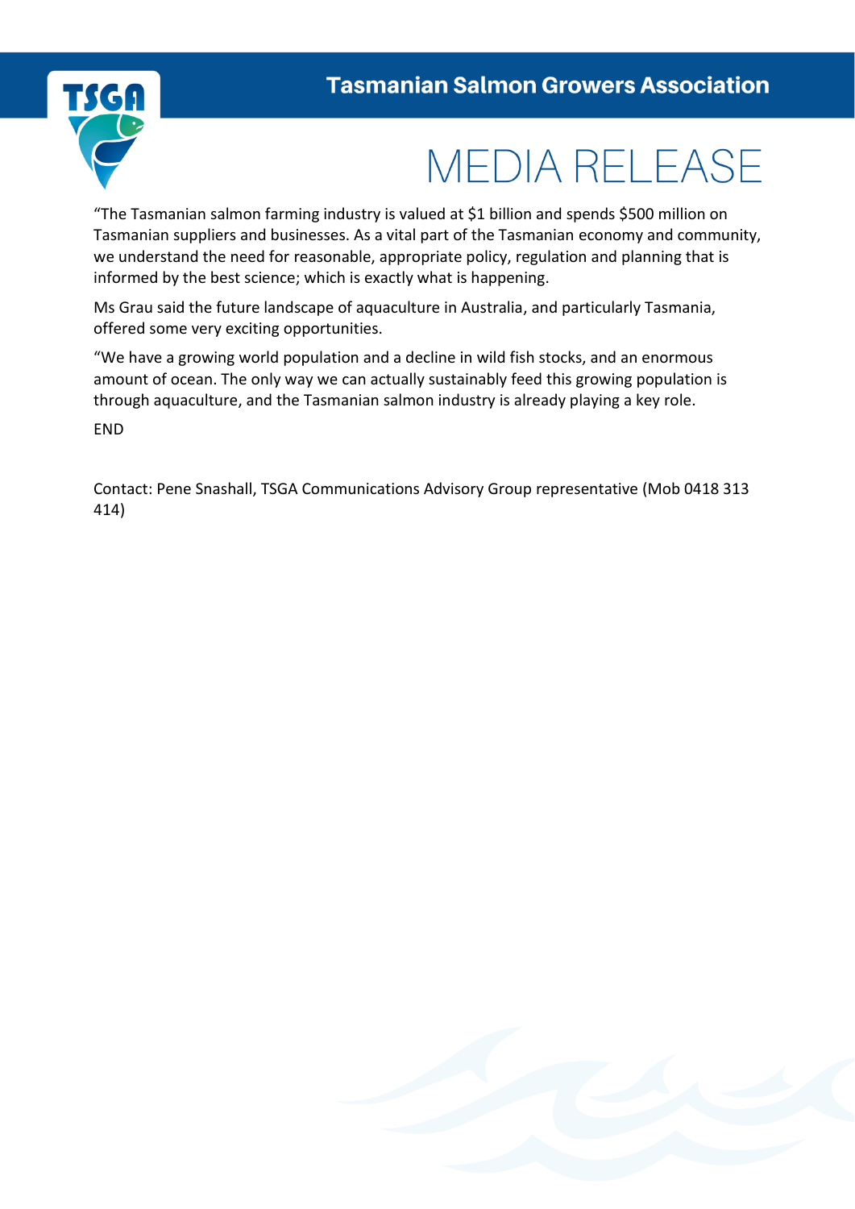"The Tasmanian salmon farming industry is valued at $1 billion and spends $500 million on Tasmanian suppliers and businesses. As a vital part of the Tasmanian economy and community, we understand the need for reasonable, appropriate policy, regulation and planning that is informed by the best science; which is exactly what is happening.

Ms Grau said the future landscape of aquaculture in Australia, and particularly Tasmania, offered some very exciting opportunities.

"We have a growing world population and a decline in wild fish stocks, and an enormous amount of ocean. The only way we can actually sustainably feed this growing population is through aquaculture, and the Tasmanian salmon industry is already playing a key role.

END

Contact: Pene Snashall, TSGA Communications Advisory Group representative (Mob 0418 313 414)